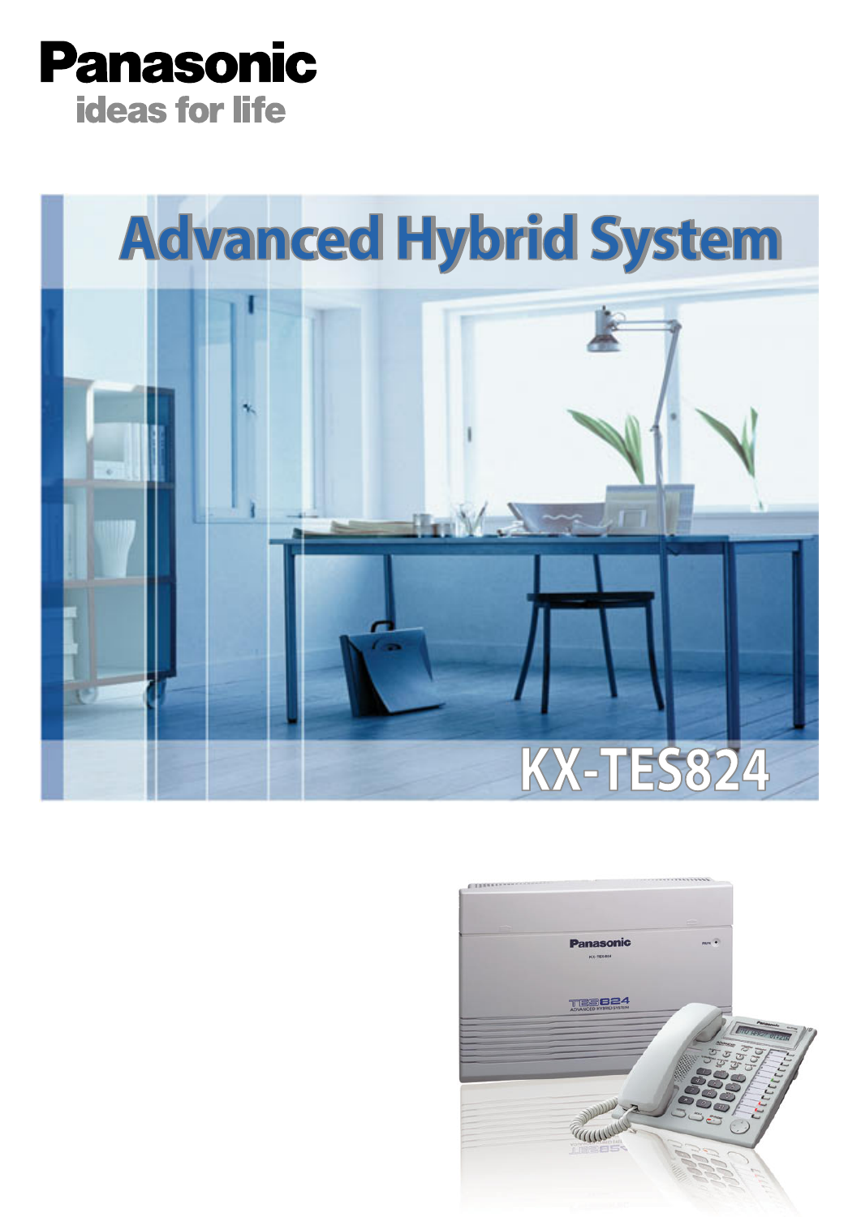# Panasonic

ideas for life

# Advanced Hybrid System

## KX-TES824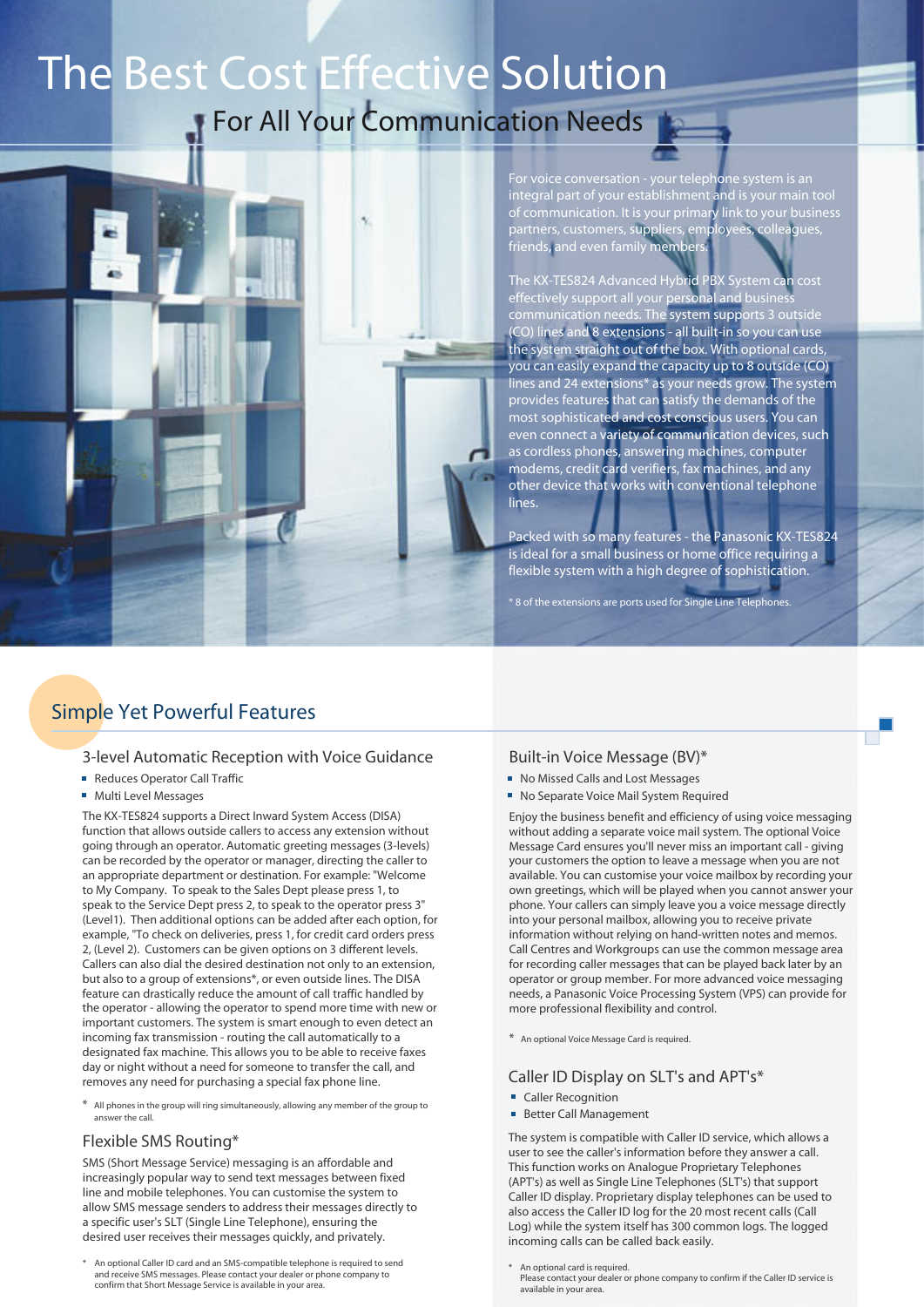# The Best Cost Effective Solution

## For All Your Communication Needs

For voice conversation - your telephone system is an integral part of your establishment and is your main tool of communication. It is your primary link to your business partners, customers, suppliers, employees, colleagues, friends, and even family members.

The KX-TES824 Advanced Hybrid PBX System can cost effectively support all your personal and business communication needs. The system supports 3 outside (CO) lines and 8 extensions - all built-in so you can use the system straight out of the box. With optional cards, you can easily expand the capacity up to 8 outside (CO) lines and 24 extensions* as your needs grow. The system provides features that can satisfy the demands of the most sophisticated and cost conscious users. You can even connect a variety of communication devices, such as cordless phones, answering machines, computer modems, credit card verifiers, fax machines, and any other device that works with conventional telephone lines.

Packed with so many features - the Panasonic KX-TES824 is ideal for a small business or home office requiring a flexible system with a high degree of sophistication.

* 8 of the extensions are ports used for Single Line Telephones.

## Simple Yet Powerful Features

### 3-level Automatic Reception with Voice Guidance

- Reduces Operator Call Traffic
- Multi Level Messages

The KX-TES824 supports a Direct Inward System Access (DISA) function that allows outside callers to access any extension without going through an operator. Automatic greeting messages (3-levels) can be recorded by the operator or manager, directing the caller to an appropriate department or destination. For example: "Welcome to My Company. To speak to the Sales Dept please press 1, to speak to the Service Dept press 2, to speak to the operator press 3" (Level1). Then additional options can be added after each option, for example, "To check on deliveries, press 1, for credit card orders press 2, (Level 2). Customers can be given options on 3 different levels. Callers can also dial the desired destination not only to an extension, but also to a group of extensions*, or even outside lines. The DISA feature can drastically reduce the amount of call traffic handled by the operator - allowing the operator to spend more time with new or important customers. The system is smart enough to even detect an incoming fax transmission - routing the call automatically to a designated fax machine. This allows you to be able to receive faxes day or night without a need for someone to transfer the call, and removes any need for purchasing a special fax phone line.

* All phones in the group will ring simultaneously, allowing any member of the group to answer the call.

### Flexible SMS Routing*

SMS (Short Message Service) messaging is an affordable and increasingly popular way to send text messages between fixed line and mobile telephones. You can customise the system to allow SMS message senders to address their messages directly to a specific user's SLT (Single Line Telephone), ensuring the desired user receives their messages quickly, and privately.

* An optional Caller ID card and an SMS-compatible telephone is required to send and receive SMS messages. Please contact your dealer or phone company to confirm that Short Message Service is available in your area.

### Built-in Voice Message (BV)*

- No Missed Calls and Lost Messages
- No Separate Voice Mail System Required

Enjoy the business benefit and efficiency of using voice messaging without adding a separate voice mail system. The optional Voice Message Card ensures you'll never miss an important call - giving your customers the option to leave a message when you are not available. You can customise your voice mailbox by recording your own greetings, which will be played when you cannot answer your phone. Your callers can simply leave you a voice message directly into your personal mailbox, allowing you to receive private information without relying on hand-written notes and memos. Call Centres and Workgroups can use the common message area for recording caller messages that can be played back later by an operator or group member. For more advanced voice messaging needs, a Panasonic Voice Processing System (VPS) can provide for more professional flexibility and control.

* An optional Voice Message Card is required.

### Caller ID Display on SLT's and APT's*

- Caller Recognition
- Better Call Management

The system is compatible with Caller ID service, which allows a user to see the caller's information before they answer a call. This function works on Analogue Proprietary Telephones (APT's) as well as Single Line Telephones (SLT's) that support Caller ID display. Proprietary display telephones can be used to also access the Caller ID log for the 20 most recent calls (Call Log) while the system itself has 300 common logs. The logged incoming calls can be called back easily.

* An optional card is required.
Please contact your dealer or phone company to confirm if the Caller ID service is available in your area.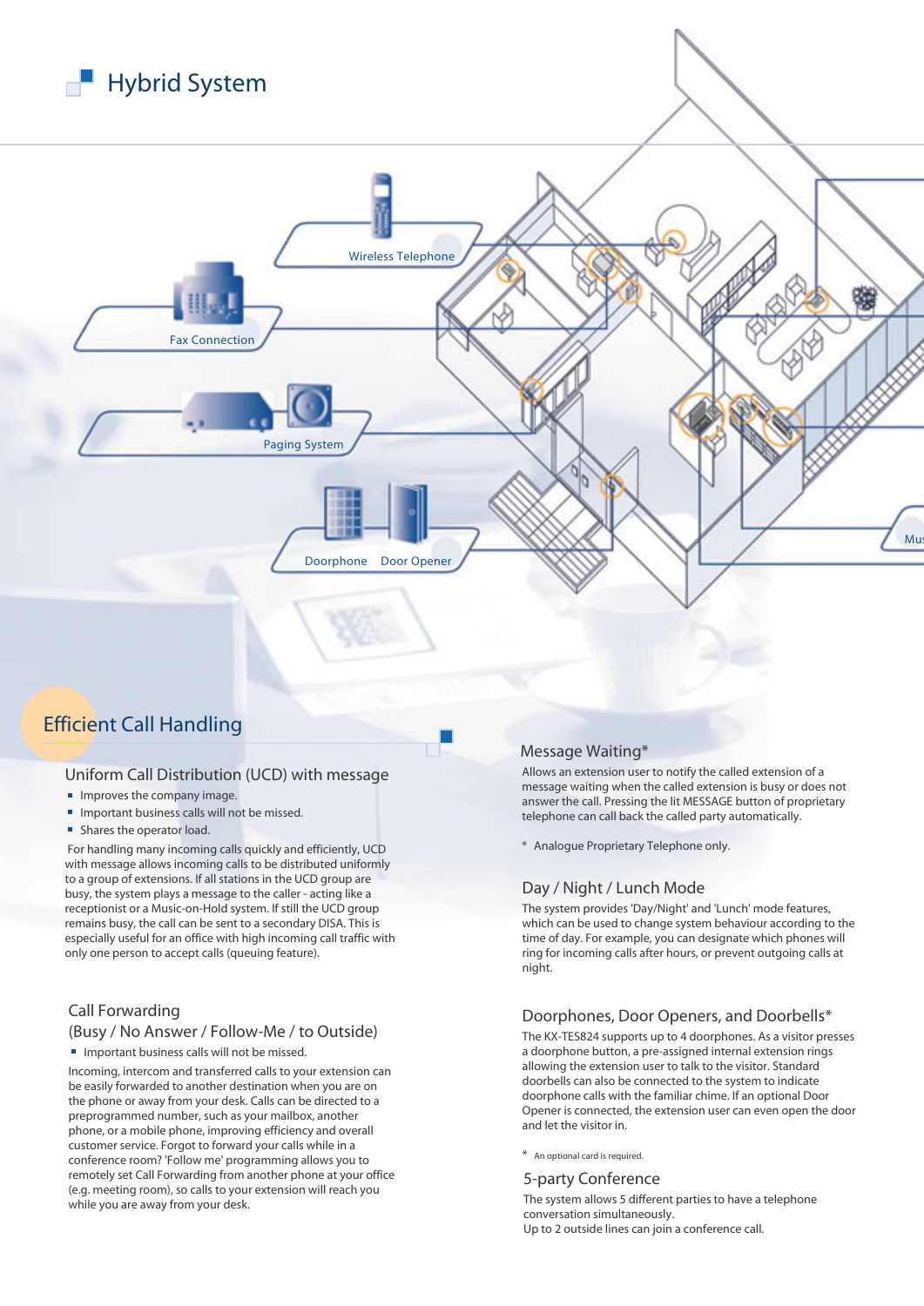# Hybrid System

Wireless Telephone

Fax Connection

Paging System

Doorphone Door Opener

## Efficient Call Handling

### Uniform Call Distribution (UCD) with message

- Improves the company image.
- Important business calls will not be missed.
- Shares the operator load.

For handling many incoming calls quickly and efficiently, UCD with message allows incoming calls to be distributed uniformly to a group of extensions. If all stations in the UCD group are busy, the system plays a message to the caller - acting like a receptionist or a Music-on-Hold system. If still the UCD group remains busy, the call can be sent to a secondary DISA. This is especially useful for an office with high incoming call traffic with only one person to accept calls (queuing feature).

### Call Forwarding (Busy / No Answer / Follow-Me / to Outside)

- Important business calls will not be missed.

Incoming, intercom and transferred calls to your extension can be easily forwarded to another destination when you are on the phone or away from your desk. Calls can be directed to a preprogrammed number, such as your mailbox, another phone, or a mobile phone, improving efficiency and overall customer service. Forgot to forward your calls while in a conference room? 'Follow me' programming allows you to remotely set Call Forwarding from another phone at your office (e.g. meeting room), so calls to your extension will reach you while you are away from your desk.

### Message Waiting*

Allows an extension user to notify the called extension of a message waiting when the called extension is busy or does not answer the call. Pressing the lit MESSAGE button of proprietary telephone can call back the called party automatically.

\* Analogue Proprietary Telephone only.

### Day / Night / Lunch Mode

The system provides 'Day/Night' and 'Lunch' mode features, which can be used to change system behaviour according to the time of day. For example, you can designate which phones will ring for incoming calls after hours, or prevent outgoing calls at night.

### Doorphones, Door Openers, and Doorbells*

The KX-TES824 supports up to 4 doorphones. As a visitor presses a doorphone button, a pre-assigned internal extension rings allowing the extension user to talk to the visitor. Standard doorbells can also be connected to the system to indicate doorphone calls with the familiar chime. If an optional Door Opener is connected, the extension user can even open the door and let the visitor in.

\* An optional card is required.

### 5-party Conference

The system allows 5 different parties to have a telephone conversation simultaneously.
Up to 2 outside lines can join a conference call.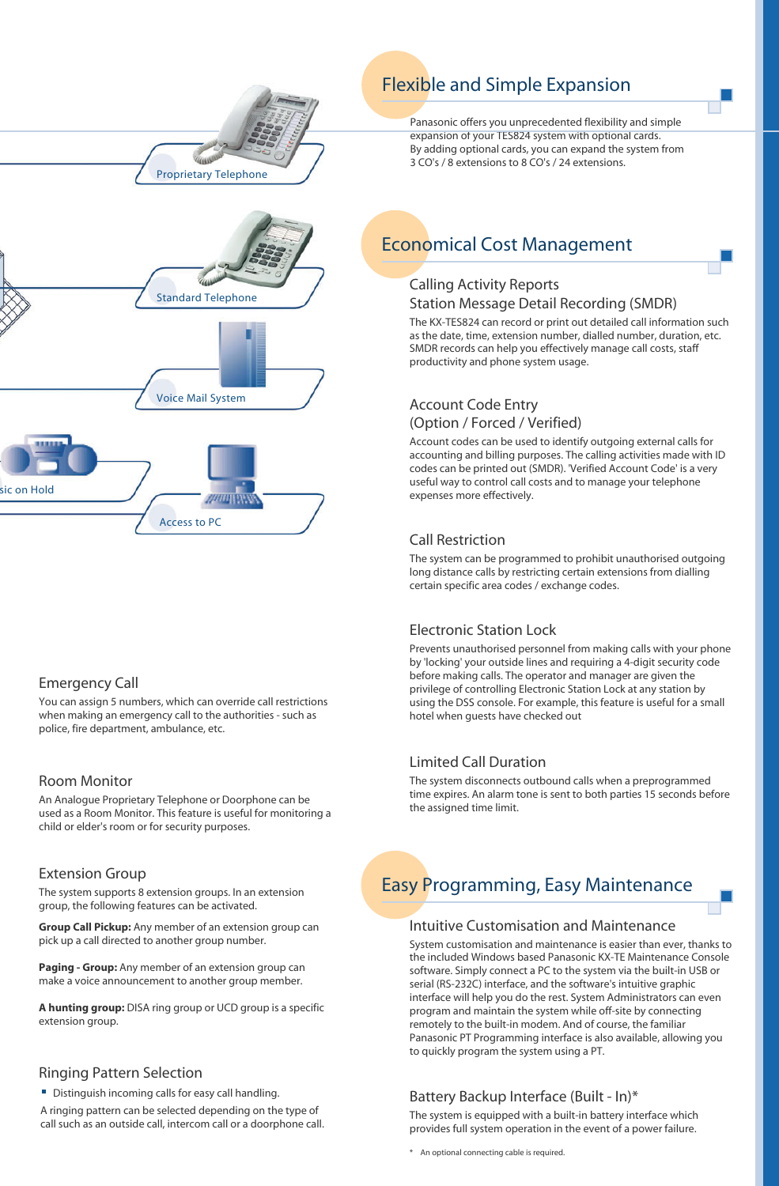Proprietary Telephone

Standard Telephone

Voice Mail System

sic on Hold

Access to PC

## Flexible and Simple Expansion

Panasonic offers you unprecedented flexibility and simple expansion of your TES824 system with optional cards. By adding optional cards, you can expand the system from 3 CO's / 8 extensions to 8 CO's / 24 extensions.

## Economical Cost Management

### Calling Activity Reports Station Message Detail Recording (SMDR)

The KX-TES824 can record or print out detailed call information such as the date, time, extension number, dialled number, duration, etc. SMDR records can help you effectively manage call costs, staff productivity and phone system usage.

### Account Code Entry (Option / Forced / Verified)

Account codes can be used to identify outgoing external calls for accounting and billing purposes. The calling activities made with ID codes can be printed out (SMDR). 'Verified Account Code' is a very useful way to control call costs and to manage your telephone expenses more effectively.

### Call Restriction

The system can be programmed to prohibit unauthorised outgoing long distance calls by restricting certain extensions from dialling certain specific area codes / exchange codes.

### Electronic Station Lock

Prevents unauthorised personnel from making calls with your phone by 'locking' your outside lines and requiring a 4-digit security code before making calls. The operator and manager are given the privilege of controlling Electronic Station Lock at any station by using the DSS console. For example, this feature is useful for a small hotel when guests have checked out

### Limited Call Duration

The system disconnects outbound calls when a preprogrammed time expires. An alarm tone is sent to both parties 15 seconds before the assigned time limit.

### Emergency Call

You can assign 5 numbers, which can override call restrictions when making an emergency call to the authorities - such as police, fire department, ambulance, etc.

### Room Monitor

An Analogue Proprietary Telephone or Doorphone can be used as a Room Monitor. This feature is useful for monitoring a child or elder's room or for security purposes.

### Extension Group

The system supports 8 extension groups. In an extension group, the following features can be activated.

**Group Call Pickup:** Any member of an extension group can pick up a call directed to another group number.

**Paging - Group:** Any member of an extension group can make a voice announcement to another group member.

**A hunting group:** DISA ring group or UCD group is a specific extension group.

### Ringing Pattern Selection

- Distinguish incoming calls for easy call handling.

A ringing pattern can be selected depending on the type of call such as an outside call, intercom call or a doorphone call.

## Easy Programming, Easy Maintenance

### Intuitive Customisation and Maintenance

System customisation and maintenance is easier than ever, thanks to the included Windows based Panasonic KX-TE Maintenance Console software. Simply connect a PC to the system via the built-in USB or serial (RS-232C) interface, and the software's intuitive graphic interface will help you do the rest. System Administrators can even program and maintain the system while off-site by connecting remotely to the built-in modem. And of course, the familiar Panasonic PT Programming interface is also available, allowing you to quickly program the system using a PT.

### Battery Backup Interface (Built - In)*

The system is equipped with a built-in battery interface which provides full system operation in the event of a power failure.

\* An optional connecting cable is required.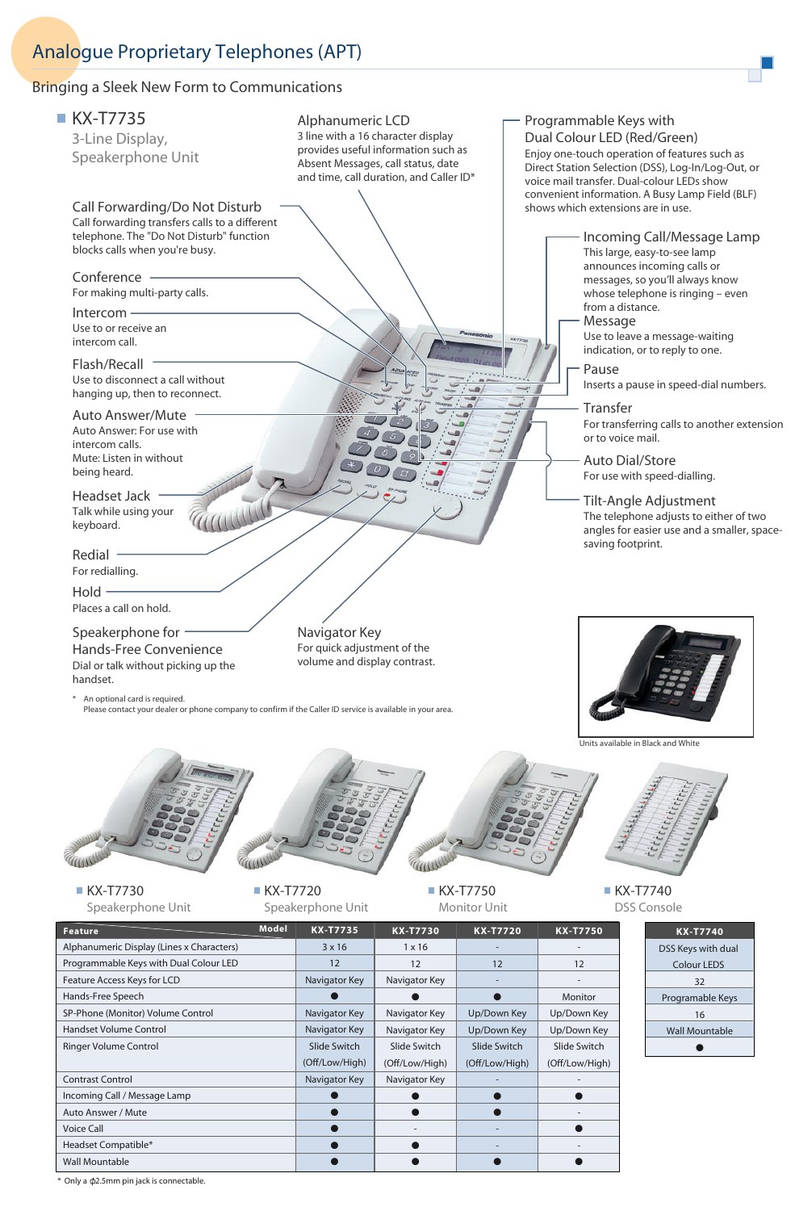# Analogue Proprietary Telephones (APT)

Bringing a Sleek New Form to Communications

## KX-T7735

3-Line Display, Speakerphone Unit

**Alphanumeric LCD**
3 line with a 16 character display provides useful information such as Absent Messages, call status, date and time, call duration, and Caller ID*

**Programmable Keys with Dual Colour LED (Red/Green)**
Enjoy one-touch operation of features such as Direct Station Selection (DSS), Log-In/Log-Out, or voice mail transfer. Dual-colour LEDs show convenient information. A Busy Lamp Field (BLF) shows which extensions are in use.

**Call Forwarding/Do Not Disturb**
Call forwarding transfers calls to a different telephone. The "Do Not Disturb" function blocks calls when you're busy.

**Conference**
For making multi-party calls.

**Intercom**
Use to or receive an intercom call.

**Flash/Recall**
Use to disconnect a call without hanging up, then to reconnect.

**Auto Answer/Mute**
Auto Answer: For use with intercom calls.
Mute: Listen in without being heard.

**Headset Jack**
Talk while using your keyboard.

**Redial**
For redialling.

**Hold**
Places a call on hold.

**Speakerphone for Hands-Free Convenience**
Dial or talk without picking up the handset.

**Navigator Key**
For quick adjustment of the volume and display contrast.

**Incoming Call/Message Lamp**
This large, easy-to-see lamp announces incoming calls or messages, so you'll always know whose telephone is ringing – even from a distance.

**Message**
Use to leave a message-waiting indication, or to reply to one.

**Pause**
Inserts a pause in speed-dial numbers.

**Transfer**
For transferring calls to another extension or to voice mail.

**Auto Dial/Store**
For use with speed-dialling.

**Tilt-Angle Adjustment**
The telephone adjusts to either of two angles for easier use and a smaller, space-saving footprint.

* An optional card is required.
Please contact your dealer or phone company to confirm if the Caller ID service is available in your area.

Units available in Black and White

## KX-T7730
Speakerphone Unit

## KX-T7720
Speakerphone Unit

## KX-T7750
Monitor Unit

## KX-T7740
DSS Console

| Feature / Model | KX-T7735 | KX-T7730 | KX-T7720 | KX-T7750 |
|---|---|---|---|---|
| Alphanumeric Display (Lines x Characters) | 3 x 16 | 1 x 16 | - | - |
| Programmable Keys with Dual Colour LED | 12 | 12 | 12 | 12 |
| Feature Access Keys for LCD | Navigator Key | Navigator Key | - | - |
| Hands-Free Speech | ● | ● | ● | Monitor |
| SP-Phone (Monitor) Volume Control | Navigator Key | Navigator Key | Up/Down Key | Up/Down Key |
| Handset Volume Control | Navigator Key | Navigator Key | Up/Down Key | Up/Down Key |
| Ringer Volume Control | Slide Switch (Off/Low/High) | Slide Switch (Off/Low/High) | Slide Switch (Off/Low/High) | Slide Switch (Off/Low/High) |
| Contrast Control | Navigator Key | Navigator Key | - | - |
| Incoming Call / Message Lamp | ● | ● | ● | ● |
| Auto Answer / Mute | ● | ● | ● | - |
| Voice Call | ● | - | - | ● |
| Headset Compatible* | ● | ● | - | - |
| Wall Mountable | ● | ● | ● | ● |

| KX-T7740 |
|---|
| DSS Keys with dual Colour LEDS |
| 32 |
| Programable Keys |
| 16 |
| Wall Mountable |
| ● |

* Only a ф2.5mm pin jack is connectable.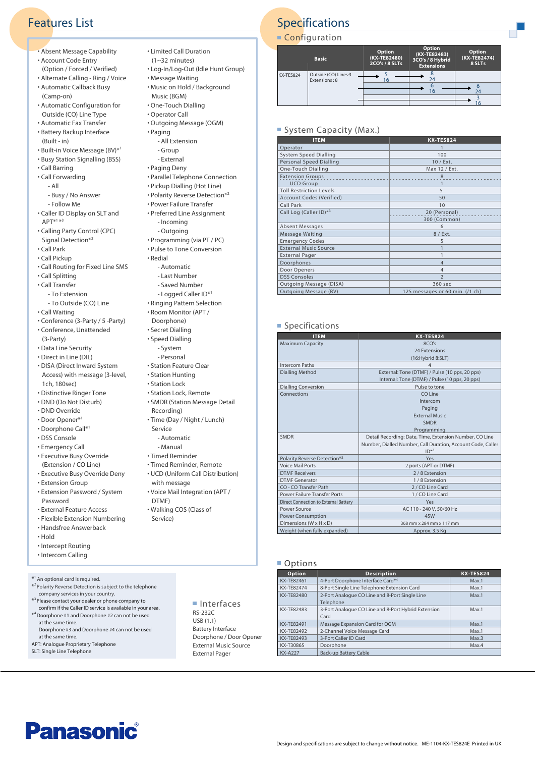# Features List

- Absent Message Capability
- Account Code Entry (Option / Forced / Verified)
- Alternate Calling - Ring / Voice
- Automatic Callback Busy (Camp-on)
- Automatic Configuration for Outside (CO) Line Type
- Automatic Fax Transfer
- Battery Backup Interface (Built - in)
- Built-in Voice Message (BV)*[1]
- Busy Station Signalling (BSS)
- Call Barring
- Call Forwarding
  - All
  - Busy / No Answer
  - Follow Me
- Caller ID Display on SLT and APT*[1] *[3]
- Calling Party Control (CPC) Signal Detection*[2]
- Call Park
- Call Pickup
- Call Routing for Fixed Line SMS
- Call Splitting
- Call Transfer
  - To Extension
  - To Outside (CO) Line
- Call Waiting
- Conference (3-Party / 5 -Party)
- Conference, Unattended (3-Party)
- Data Line Security
- Direct in Line (DIL)
- DISA (Direct Inward System Access) with message (3-level, 1ch, 180sec)
- Distinctive Ringer Tone
- DND (Do Not Disturb)
- DND Override
- Door Opener*[1]
- Doorphone Call*[1]
- DSS Console
- Emergency Call
- Executive Busy Override (Extension / CO Line)
- Executive Busy Override Deny
- Extension Group
- Extension Password / System Password
- External Feature Access
- Flexible Extension Numbering
- Handsfree Answerback
- Hold
- Intercept Routing
- Intercom Calling
- Limited Call Duration (1~32 minutes)
- Log-In/Log-Out (Idle Hunt Group)
- Message Waiting
- Music on Hold / Background Music (BGM)
- One-Touch Dialling
- Operator Call
- Outgoing Message (OGM)
- Paging
  - All Extension
  - Group
  - External
- Paging Deny
- Parallel Telephone Connection
- Pickup Dialling (Hot Line)
- Polarity Reverse Detection*[2]
- Power Failure Transfer
- Preferred Line Assignment
  - Incoming
  - Outgoing
- Programming (via PT / PC)
- Pulse to Tone Conversion
- Redial
  - Automatic
  - Last Number
  - Saved Number
  - Logged Caller ID*[1]
- Ringing Pattern Selection
- Room Monitor (APT / Doorphone)
- Secret Dialling
- Speed Dialling
  - System
  - Personal
- Station Feature Clear
- Station Hunting
- Station Lock
- Station Lock, Remote
- SMDR (Station Message Detail Recording)
- Time (Day / Night / Lunch) Service
  - Automatic
  - Manual
- Timed Reminder
- Timed Reminder, Remote
- UCD (Uniform Call Distribution) with message
- Voice Mail Integration (APT / DTMF)
- Walking COS (Class of Service)

*[1] An optional card is required.
*[2] Polarity Reverse Detection is subject to the telephone company services in your country.
*[3] Please contact your dealer or phone company to confirm if the Caller ID service is available in your area.
*[4] Doorphone #1 and Doorphone #2 can not be used at the same time. Doorphone #3 and Doorphone #4 can not be used at the same time.
APT: Analogue Proprietary Telephone
SLT: Single Line Telephone

# Specifications

## Configuration

| | Basic | Option (KX-TE82480) 2CO's / 8 SLTs | Option (KX-TE82483) 3CO's / 8 Hybrid Extensions | Option (KX-TE82474) 8 SLTs |
|---|---|---|---|---|
| KX-TES824 | Outside (CO) Lines:3 Extensions : 8 | → 5 / 16 | → 8 / 24 | |
| | | | 6 / 16 | → 6 / 24 |
| | | | | → 3 / 16 |

## System Capacity (Max.)

| ITEM | KX-TES824 |
|---|---|
| Operator | 1 |
| System Speed Dialling | 100 |
| Personal Speed Dialling | 10 / Ext. |
| One-Touch Dialling | Max 12 / Ext. |
| Extension Groups | 8 |
| UCD Group | 1 |
| Toll Restriction Levels | 5 |
| Account Codes (Verified) | 50 |
| Call Park | 10 |
| Call Log (Caller ID)*[3] | 20 (Personal) / 300 (Common) |
| Absent Messages | 6 |
| Message Waiting | 8 / Ext. |
| Emergency Codes | 5 |
| External Music Source | 1 |
| External Pager | 1 |
| Doorphones | 4 |
| Door Openers | 4 |
| DSS Consoles | 2 |
| Outgoing Message (DISA) | 360 sec |
| Outgoing Message (BV) | 125 messages or 60 min. (/1 ch) |

## Specifications

| ITEM | KX-TES824 |
|---|---|
| Maximum Capacity | 8CO's / 24 Extensions / (16:Hybrid 8:SLT) |
| Intercom Paths | 4 |
| Dialling Method | External: Tone (DTMF) / Pulse (10 pps, 20 pps) / Internal: Tone (DTMF) / Pulse (10 pps, 20 pps) |
| Dialling Conversion | Pulse to tone |
| Connections | CO Line / Intercom / Paging / External Music / SMDR / Programming |
| SMDR | Detail Recording: Date, Time, Extension Number, CO Line Number, Dialled Number, Call Duration, Account Code, Caller ID*[3] |
| Polarity Reverse Detection*[2] | Yes |
| Voice Mail Ports | 2 ports (APT or DTMF) |
| DTMF Receivers | 2 / 8 Extension |
| DTMF Generator | 1 / 8 Extension |
| CO - CO Transfer Path | 2 / CO Line Card |
| Power Failure Transfer Ports | 1 / CO Line Card |
| Direct Connection to External Battery | Yes |
| Power Source | AC 110 - 240 V, 50/60 Hz |
| Power Consumption | 45W |
| Dimensions (W x H x D) | 368 mm x 284 mm x 117 mm |
| Weight (when fully expanded) | Approx. 3.5 Kg |

## Options

| Option | Description | KX-TES824 |
|---|---|---|
| KX-TE82461 | 4-Port Doorphone Interface Card*[4] | Max.1 |
| KX-TE82474 | 8-Port Single Line Telephone Extension Card | Max.1 |
| KX-TE82480 | 2-Port Analogue CO Line and 8-Port Single Line Telephone | Max.1 |
| KX-TE82483 | 3-Port Analogue CO Line and 8-Port Hybrid Extension Card | Max.1 |
| KX-TE82491 | Message Expansion Card for OGM | Max.1 |
| KX-TE82492 | 2-Channel Voice Message Card | Max.1 |
| KX-TE82493 | 3-Port Caller ID Card | Max.3 |
| KX-T30865 | Doorphone | Max.4 |
| KX-A227 | Back-up Battery Cable | |

## Interfaces

RS-232C
USB (1.1)
Battery Interface
Doorphone / Door Opener
External Music Source
External Pager

Panasonic®

Design and specifications are subject to change without notice. ME-1104-KX-TES824E Printed in UK